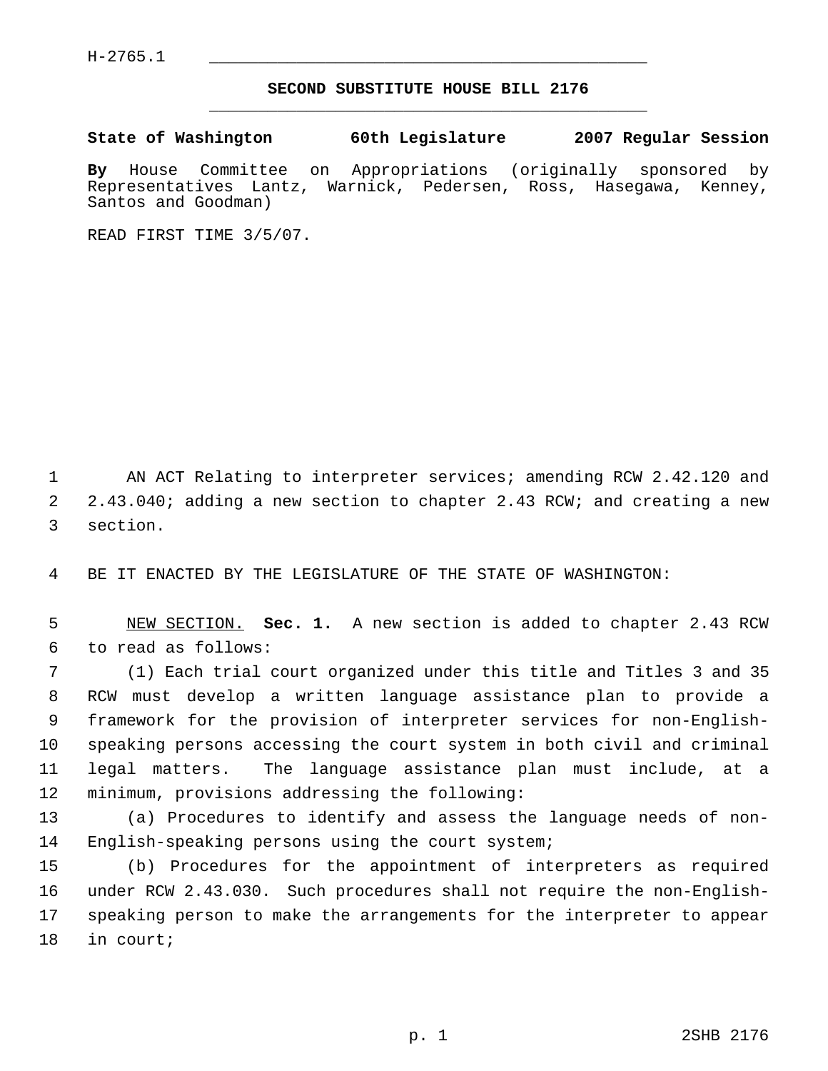H-2765.1

## SECOND SUBSTITUTE HOUSE BILL 2176

**State of Washington 60th Legislature 2007 Regular Session**

**By** House Committee on Appropriations (originally sponsored by Representatives Lantz, Warnick, Pedersen, Ross, Hasegawa, Kenney, Santos and Goodman)

READ FIRST TIME 3/5/07.

AN ACT Relating to interpreter services; amending RCW 2.42.120 and 2.43.040; adding a new section to chapter 2.43 RCW; and creating a new section.

BE IT ENACTED BY THE LEGISLATURE OF THE STATE OF WASHINGTON:

NEW SECTION. **Sec. 1.** A new section is added to chapter 2.43 RCW to read as follows:

(1) Each trial court organized under this title and Titles 3 and 35 RCW must develop a written language assistance plan to provide a framework for the provision of interpreter services for non-English-speaking persons accessing the court system in both civil and criminal legal matters. The language assistance plan must include, at a minimum, provisions addressing the following:

(a) Procedures to identify and assess the language needs of non-English-speaking persons using the court system;

(b) Procedures for the appointment of interpreters as required under RCW 2.43.030. Such procedures shall not require the non-English-speaking person to make the arrangements for the interpreter to appear in court;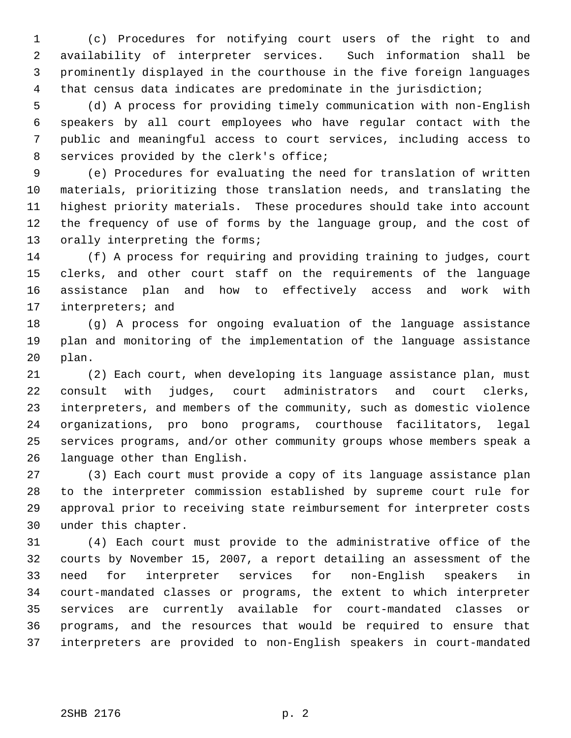(c) Procedures for notifying court users of the right to and availability of interpreter services. Such information shall be prominently displayed in the courthouse in the five foreign languages that census data indicates are predominate in the jurisdiction;

(d) A process for providing timely communication with non-English speakers by all court employees who have regular contact with the public and meaningful access to court services, including access to services provided by the clerk's office;

(e) Procedures for evaluating the need for translation of written materials, prioritizing those translation needs, and translating the highest priority materials. These procedures should take into account the frequency of use of forms by the language group, and the cost of orally interpreting the forms;

(f) A process for requiring and providing training to judges, court clerks, and other court staff on the requirements of the language assistance plan and how to effectively access and work with interpreters; and

(g) A process for ongoing evaluation of the language assistance plan and monitoring of the implementation of the language assistance plan.

(2) Each court, when developing its language assistance plan, must consult with judges, court administrators and court clerks, interpreters, and members of the community, such as domestic violence organizations, pro bono programs, courthouse facilitators, legal services programs, and/or other community groups whose members speak a language other than English.

(3) Each court must provide a copy of its language assistance plan to the interpreter commission established by supreme court rule for approval prior to receiving state reimbursement for interpreter costs under this chapter.

(4) Each court must provide to the administrative office of the courts by November 15, 2007, a report detailing an assessment of the need for interpreter services for non-English speakers in court-mandated classes or programs, the extent to which interpreter services are currently available for court-mandated classes or programs, and the resources that would be required to ensure that interpreters are provided to non-English speakers in court-mandated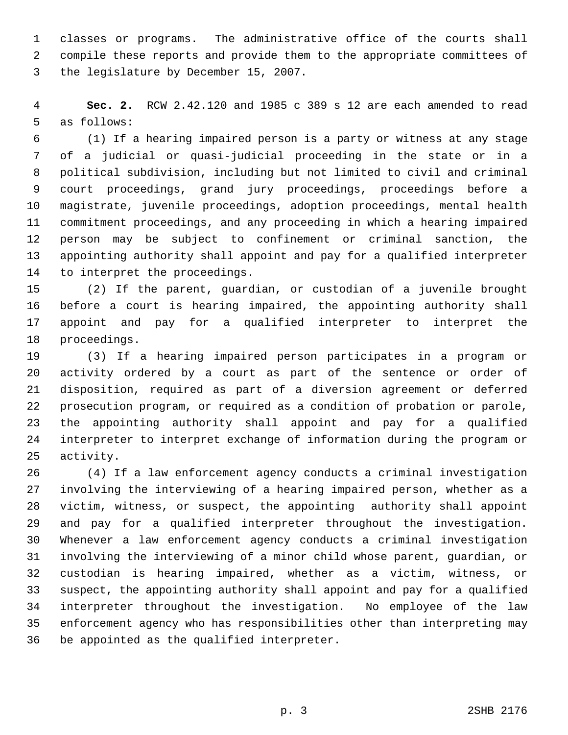classes or programs. The administrative office of the courts shall compile these reports and provide them to the appropriate committees of the legislature by December 15, 2007.

**Sec. 2.** RCW 2.42.120 and 1985 c 389 s 12 are each amended to read as follows:

(1) If a hearing impaired person is a party or witness at any stage of a judicial or quasi-judicial proceeding in the state or in a political subdivision, including but not limited to civil and criminal court proceedings, grand jury proceedings, proceedings before a magistrate, juvenile proceedings, adoption proceedings, mental health commitment proceedings, and any proceeding in which a hearing impaired person may be subject to confinement or criminal sanction, the appointing authority shall appoint and pay for a qualified interpreter to interpret the proceedings.

(2) If the parent, guardian, or custodian of a juvenile brought before a court is hearing impaired, the appointing authority shall appoint and pay for a qualified interpreter to interpret the proceedings.

(3) If a hearing impaired person participates in a program or activity ordered by a court as part of the sentence or order of disposition, required as part of a diversion agreement or deferred prosecution program, or required as a condition of probation or parole, the appointing authority shall appoint and pay for a qualified interpreter to interpret exchange of information during the program or activity.

(4) If a law enforcement agency conducts a criminal investigation involving the interviewing of a hearing impaired person, whether as a victim, witness, or suspect, the appointing authority shall appoint and pay for a qualified interpreter throughout the investigation. Whenever a law enforcement agency conducts a criminal investigation involving the interviewing of a minor child whose parent, guardian, or custodian is hearing impaired, whether as a victim, witness, or suspect, the appointing authority shall appoint and pay for a qualified interpreter throughout the investigation. No employee of the law enforcement agency who has responsibilities other than interpreting may be appointed as the qualified interpreter.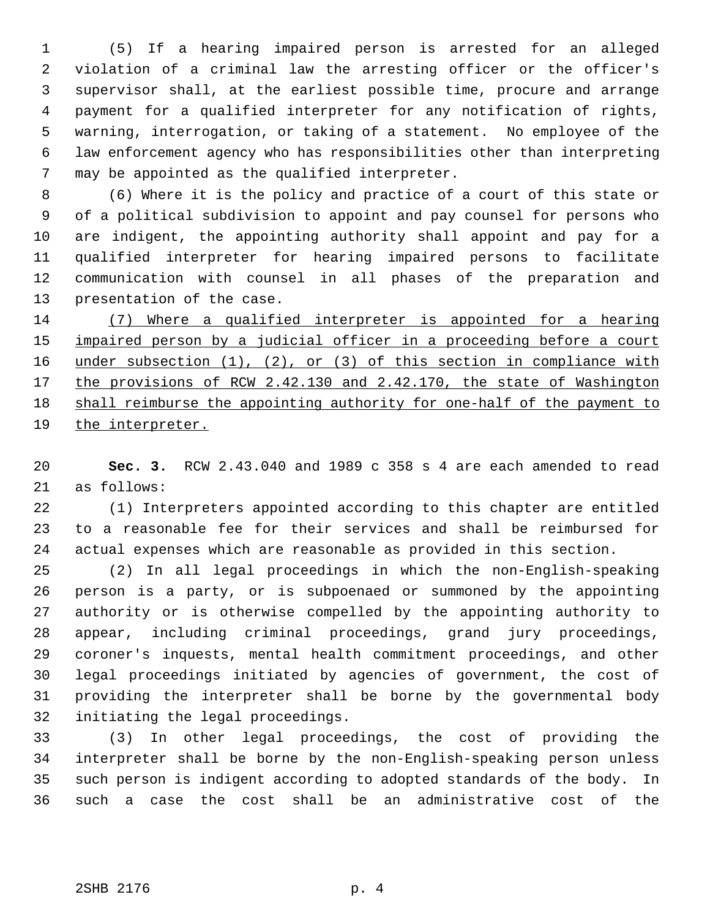(5) If a hearing impaired person is arrested for an alleged violation of a criminal law the arresting officer or the officer's supervisor shall, at the earliest possible time, procure and arrange payment for a qualified interpreter for any notification of rights, warning, interrogation, or taking of a statement. No employee of the law enforcement agency who has responsibilities other than interpreting may be appointed as the qualified interpreter.

(6) Where it is the policy and practice of a court of this state or of a political subdivision to appoint and pay counsel for persons who are indigent, the appointing authority shall appoint and pay for a qualified interpreter for hearing impaired persons to facilitate communication with counsel in all phases of the preparation and presentation of the case.

<u>(7) Where a qualified interpreter is appointed for a hearing impaired person by a judicial officer in a proceeding before a court under subsection (1), (2), or (3) of this section in compliance with the provisions of RCW 2.42.130 and 2.42.170, the state of Washington shall reimburse the appointing authority for one-half of the payment to the interpreter.</u>

**Sec. 3.** RCW 2.43.040 and 1989 c 358 s 4 are each amended to read as follows:

(1) Interpreters appointed according to this chapter are entitled to a reasonable fee for their services and shall be reimbursed for actual expenses which are reasonable as provided in this section.

(2) In all legal proceedings in which the non-English-speaking person is a party, or is subpoenaed or summoned by the appointing authority or is otherwise compelled by the appointing authority to appear, including criminal proceedings, grand jury proceedings, coroner's inquests, mental health commitment proceedings, and other legal proceedings initiated by agencies of government, the cost of providing the interpreter shall be borne by the governmental body initiating the legal proceedings.

(3) In other legal proceedings, the cost of providing the interpreter shall be borne by the non-English-speaking person unless such person is indigent according to adopted standards of the body. In such a case the cost shall be an administrative cost of the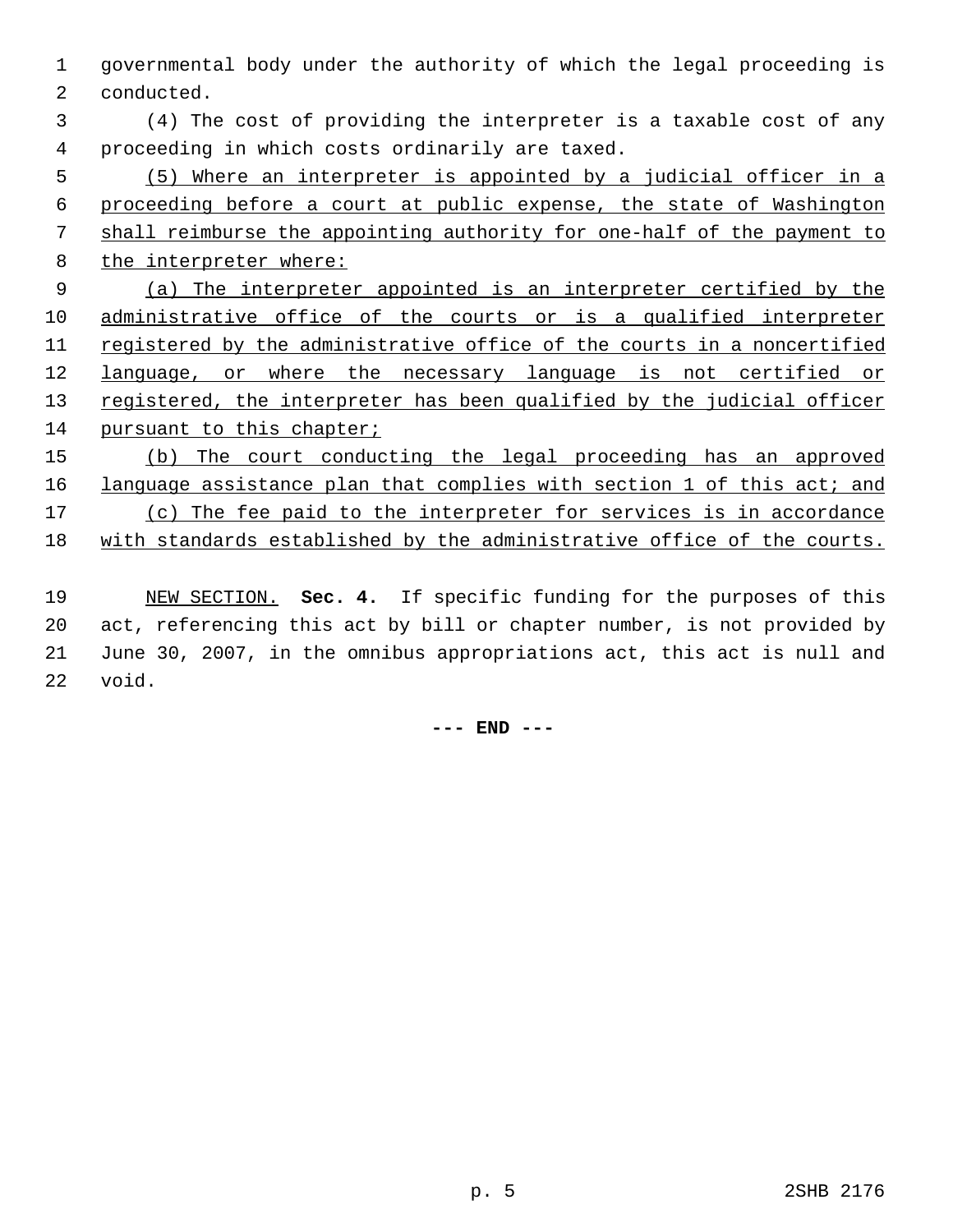governmental body under the authority of which the legal proceeding is conducted.

(4) The cost of providing the interpreter is a taxable cost of any proceeding in which costs ordinarily are taxed.

(5) Where an interpreter is appointed by a judicial officer in a proceeding before a court at public expense, the state of Washington shall reimburse the appointing authority for one-half of the payment to the interpreter where:

(a) The interpreter appointed is an interpreter certified by the administrative office of the courts or is a qualified interpreter registered by the administrative office of the courts in a noncertified language, or where the necessary language is not certified or registered, the interpreter has been qualified by the judicial officer pursuant to this chapter;

(b) The court conducting the legal proceeding has an approved language assistance plan that complies with section 1 of this act; and

(c) The fee paid to the interpreter for services is in accordance with standards established by the administrative office of the courts.

NEW SECTION. **Sec. 4.** If specific funding for the purposes of this act, referencing this act by bill or chapter number, is not provided by June 30, 2007, in the omnibus appropriations act, this act is null and void.

**--- END ---**